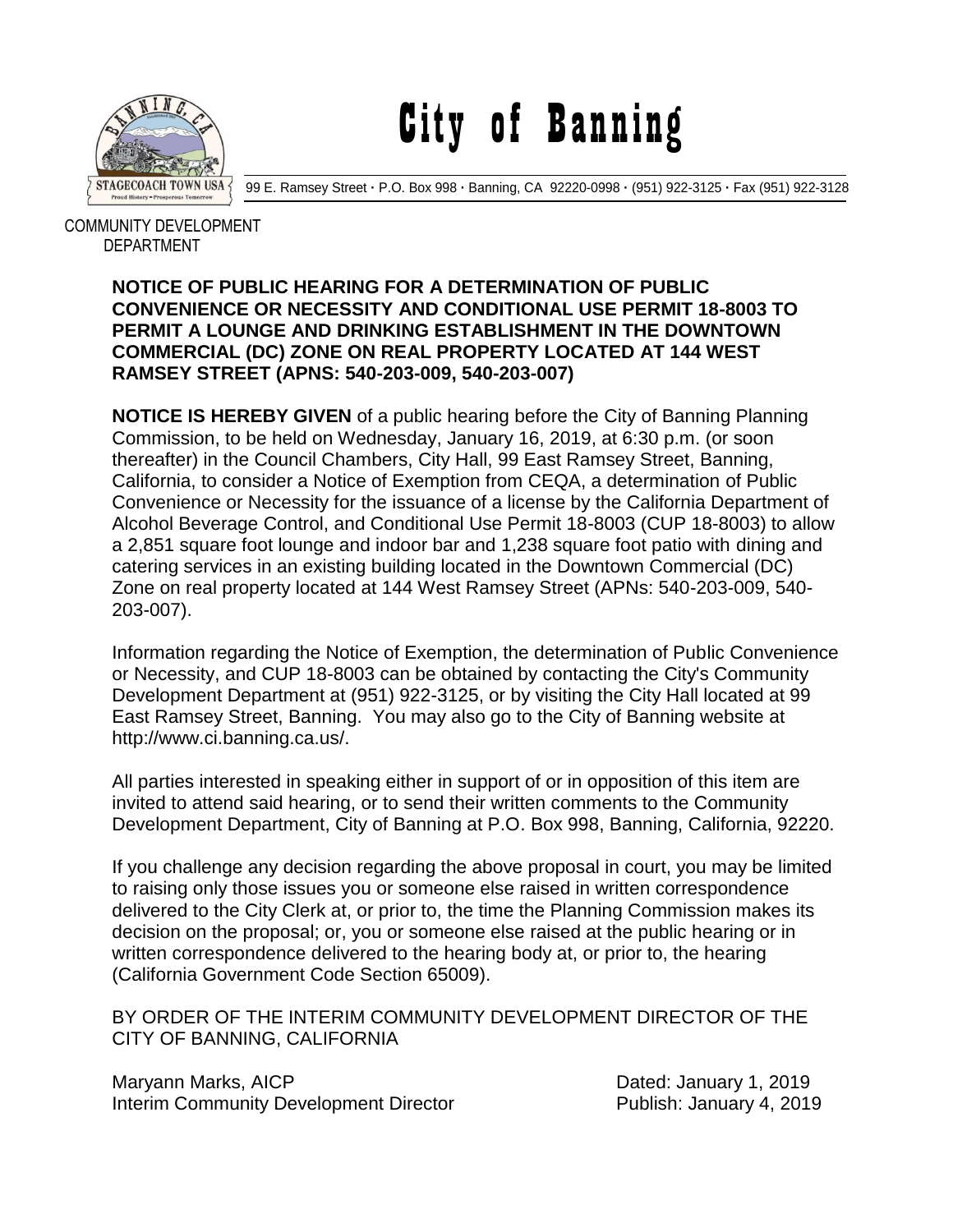# City of Banning

99 E. Ramsey Street · P.O. Box 998 · Banning, CA 92220-0998 · (951) 922-3125 · Fax (951) 922-3128

COMMUNITY DEVELOPMENT DEPARTMENT

**NOTICE OF PUBLIC HEARING FOR A DETERMINATION OF PUBLIC CONVENIENCE OR NECESSITY AND CONDITIONAL USE PERMIT 18-8003 TO PERMIT A LOUNGE AND DRINKING ESTABLISHMENT IN THE DOWNTOWN COMMERCIAL (DC) ZONE ON REAL PROPERTY LOCATED AT 144 WEST RAMSEY STREET (APNS: 540-203-009, 540-203-007)**

**NOTICE IS HEREBY GIVEN** of a public hearing before the City of Banning Planning Commission, to be held on Wednesday, January 16, 2019, at 6:30 p.m. (or soon thereafter) in the Council Chambers, City Hall, 99 East Ramsey Street, Banning, California, to consider a Notice of Exemption from CEQA, a determination of Public Convenience or Necessity for the issuance of a license by the California Department of Alcohol Beverage Control, and Conditional Use Permit 18-8003 (CUP 18-8003) to allow a 2,851 square foot lounge and indoor bar and 1,238 square foot patio with dining and catering services in an existing building located in the Downtown Commercial (DC) Zone on real property located at 144 West Ramsey Street (APNs: 540-203-009, 540-203-007).

Information regarding the Notice of Exemption, the determination of Public Convenience or Necessity, and CUP 18-8003 can be obtained by contacting the City's Community Development Department at (951) 922-3125, or by visiting the City Hall located at 99 East Ramsey Street, Banning. You may also go to the City of Banning website at http://www.ci.banning.ca.us/.

All parties interested in speaking either in support of or in opposition of this item are invited to attend said hearing, or to send their written comments to the Community Development Department, City of Banning at P.O. Box 998, Banning, California, 92220.

If you challenge any decision regarding the above proposal in court, you may be limited to raising only those issues you or someone else raised in written correspondence delivered to the City Clerk at, or prior to, the time the Planning Commission makes its decision on the proposal; or, you or someone else raised at the public hearing or in written correspondence delivered to the hearing body at, or prior to, the hearing (California Government Code Section 65009).

BY ORDER OF THE INTERIM COMMUNITY DEVELOPMENT DIRECTOR OF THE CITY OF BANNING, CALIFORNIA

Maryann Marks, AICP
Interim Community Development Director

Dated: January 1, 2019
Publish: January 4, 2019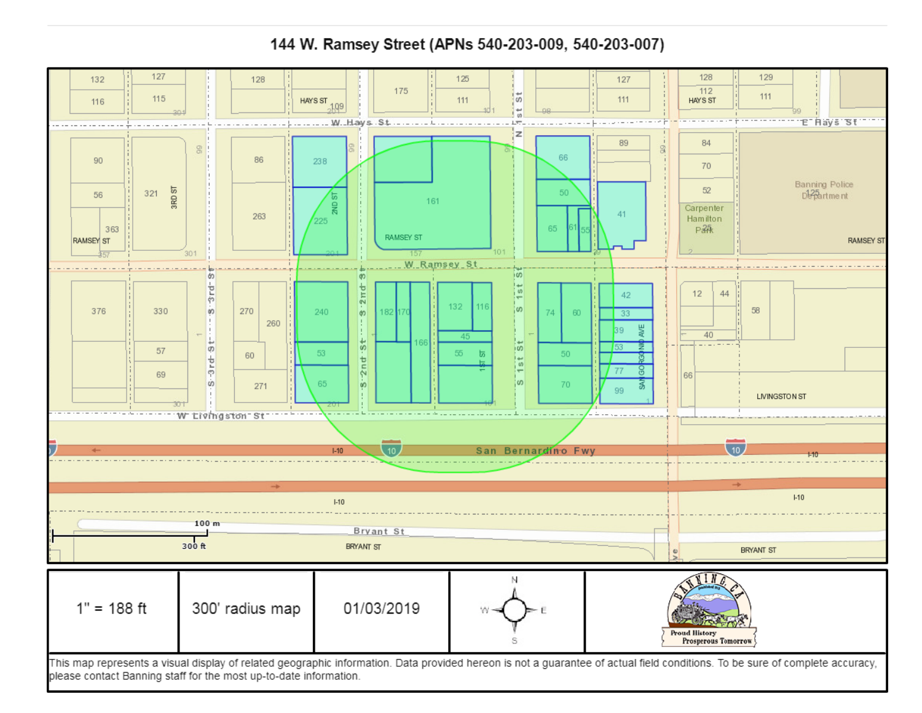# 144 W. Ramsey Street (APNs 540-203-009, 540-203-007)

| 1" = 188 ft | 300' radius map | 01/03/2019 | N / W / E / S | Banning, CA — Proud History Prosperous Tomorrow |
|---|---|---|---|---|

This map represents a visual display of related geographic information. Data provided hereon is not a guarantee of actual field conditions. To be sure of complete accuracy, please contact Banning staff for the most up-to-date information.